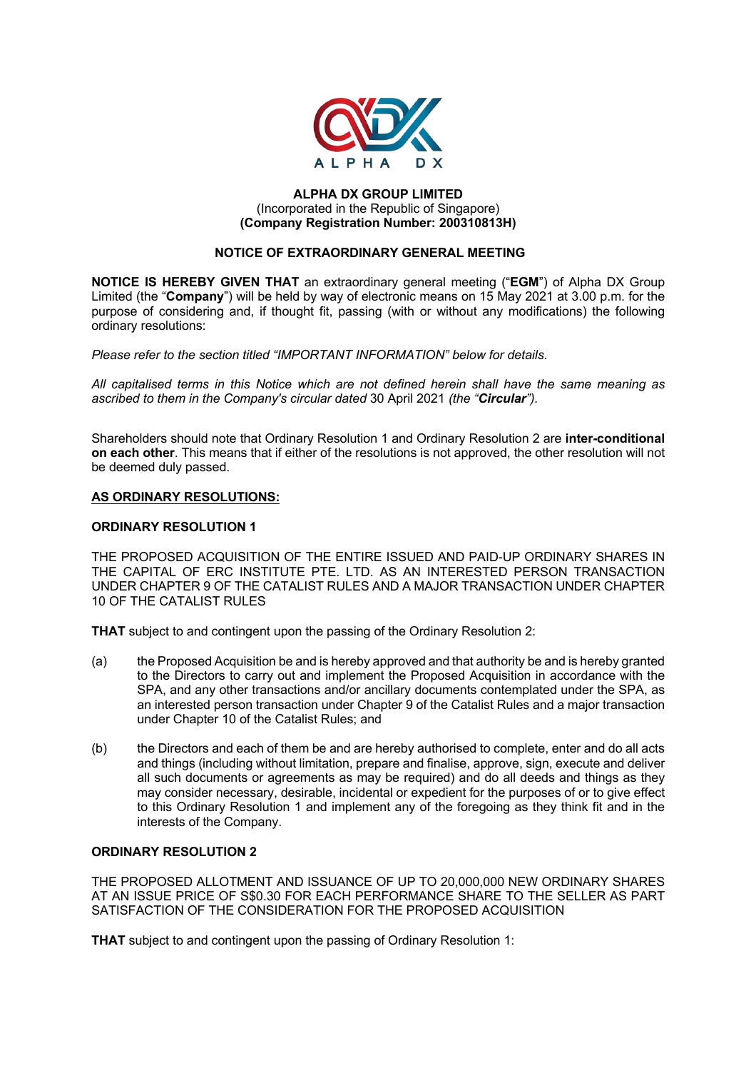**ALPHA DX GROUP LIMITED**
(Incorporated in the Republic of Singapore)
**(Company Registration Number: 200310813H)**

**NOTICE OF EXTRAORDINARY GENERAL MEETING**

**NOTICE IS HEREBY GIVEN THAT** an extraordinary general meeting ("**EGM**") of Alpha DX Group Limited (the "**Company**") will be held by way of electronic means on 15 May 2021 at 3.00 p.m. for the purpose of considering and, if thought fit, passing (with or without any modifications) the following ordinary resolutions:

*Please refer to the section titled "IMPORTANT INFORMATION" below for details.*

*All capitalised terms in this Notice which are not defined herein shall have the same meaning as ascribed to them in the Company's circular dated* 30 April 2021 *(the "**Circular**").*

Shareholders should note that Ordinary Resolution 1 and Ordinary Resolution 2 are **inter-conditional on each other**. This means that if either of the resolutions is not approved, the other resolution will not be deemed duly passed.

**AS ORDINARY RESOLUTIONS:**

**ORDINARY RESOLUTION 1**

THE PROPOSED ACQUISITION OF THE ENTIRE ISSUED AND PAID-UP ORDINARY SHARES IN THE CAPITAL OF ERC INSTITUTE PTE. LTD. AS AN INTERESTED PERSON TRANSACTION UNDER CHAPTER 9 OF THE CATALIST RULES AND A MAJOR TRANSACTION UNDER CHAPTER 10 OF THE CATALIST RULES

**THAT** subject to and contingent upon the passing of the Ordinary Resolution 2:

(a) the Proposed Acquisition be and is hereby approved and that authority be and is hereby granted to the Directors to carry out and implement the Proposed Acquisition in accordance with the SPA, and any other transactions and/or ancillary documents contemplated under the SPA, as an interested person transaction under Chapter 9 of the Catalist Rules and a major transaction under Chapter 10 of the Catalist Rules; and

(b) the Directors and each of them be and are hereby authorised to complete, enter and do all acts and things (including without limitation, prepare and finalise, approve, sign, execute and deliver all such documents or agreements as may be required) and do all deeds and things as they may consider necessary, desirable, incidental or expedient for the purposes of or to give effect to this Ordinary Resolution 1 and implement any of the foregoing as they think fit and in the interests of the Company.

**ORDINARY RESOLUTION 2**

THE PROPOSED ALLOTMENT AND ISSUANCE OF UP TO 20,000,000 NEW ORDINARY SHARES AT AN ISSUE PRICE OF S$0.30 FOR EACH PERFORMANCE SHARE TO THE SELLER AS PART SATISFACTION OF THE CONSIDERATION FOR THE PROPOSED ACQUISITION

**THAT** subject to and contingent upon the passing of Ordinary Resolution 1: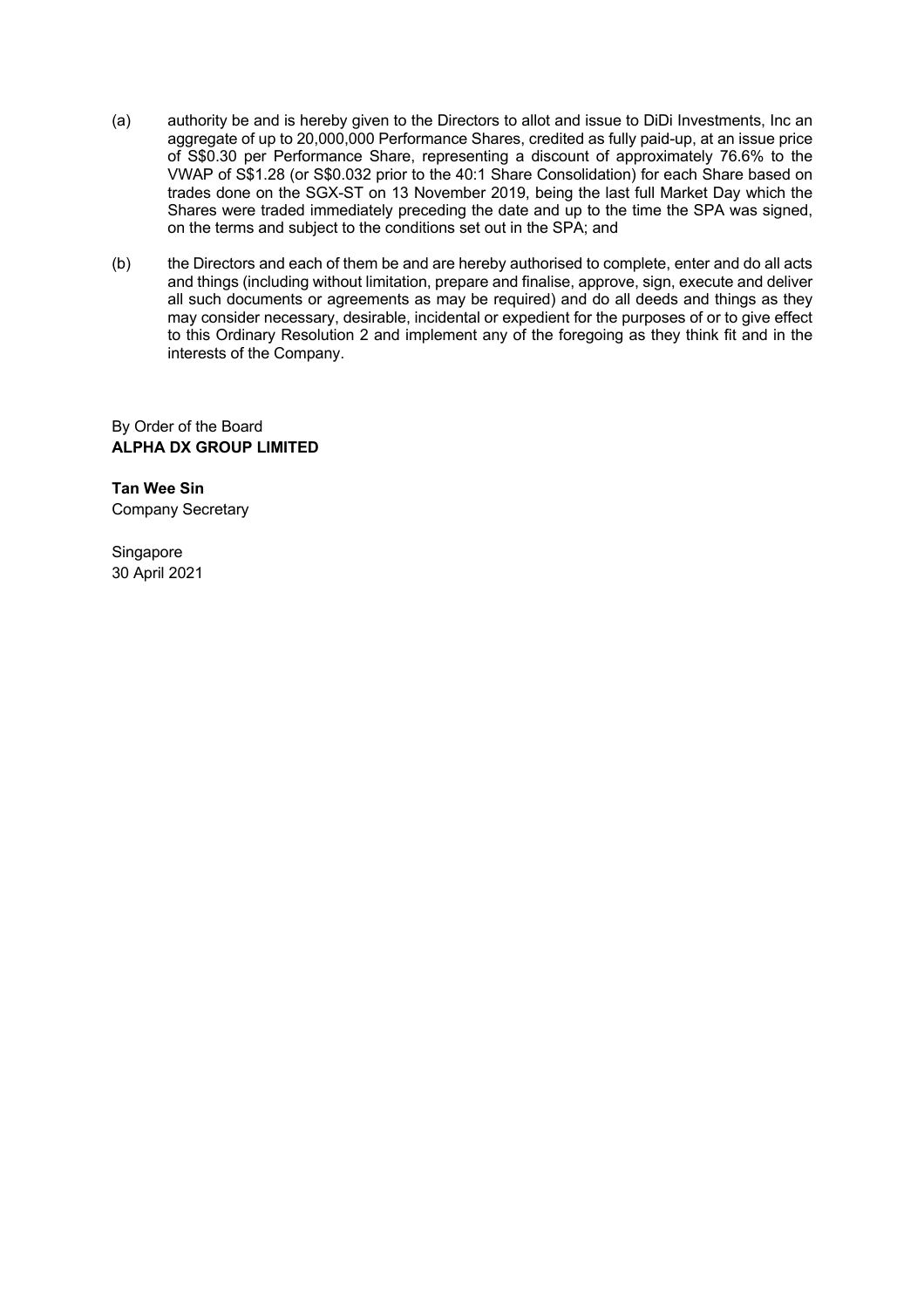(a) authority be and is hereby given to the Directors to allot and issue to DiDi Investments, Inc an aggregate of up to 20,000,000 Performance Shares, credited as fully paid-up, at an issue price of S$0.30 per Performance Share, representing a discount of approximately 76.6% to the VWAP of S$1.28 (or S$0.032 prior to the 40:1 Share Consolidation) for each Share based on trades done on the SGX-ST on 13 November 2019, being the last full Market Day which the Shares were traded immediately preceding the date and up to the time the SPA was signed, on the terms and subject to the conditions set out in the SPA; and

(b) the Directors and each of them be and are hereby authorised to complete, enter and do all acts and things (including without limitation, prepare and finalise, approve, sign, execute and deliver all such documents or agreements as may be required) and do all deeds and things as they may consider necessary, desirable, incidental or expedient for the purposes of or to give effect to this Ordinary Resolution 2 and implement any of the foregoing as they think fit and in the interests of the Company.

By Order of the Board
**ALPHA DX GROUP LIMITED**

**Tan Wee Sin**
Company Secretary

Singapore
30 April 2021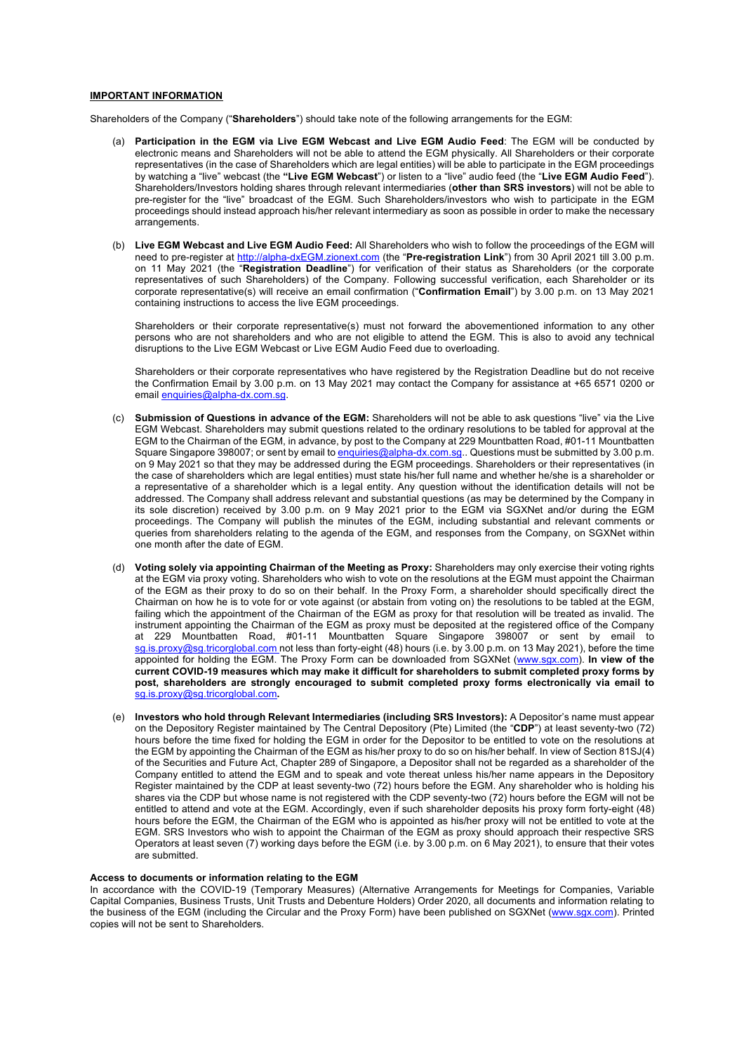**IMPORTANT INFORMATION**

Shareholders of the Company ("**Shareholders**") should take note of the following arrangements for the EGM:

(a) **Participation in the EGM via Live EGM Webcast and Live EGM Audio Feed**: The EGM will be conducted by electronic means and Shareholders will not be able to attend the EGM physically. All Shareholders or their corporate representatives (in the case of Shareholders which are legal entities) will be able to participate in the EGM proceedings by watching a "live" webcast (the **"Live EGM Webcast**") or listen to a "live" audio feed (the "**Live EGM Audio Feed**"). Shareholders/Investors holding shares through relevant intermediaries (**other than SRS investors**) will not be able to pre-register for the "live" broadcast of the EGM. Such Shareholders/investors who wish to participate in the EGM proceedings should instead approach his/her relevant intermediary as soon as possible in order to make the necessary arrangements.

(b) **Live EGM Webcast and Live EGM Audio Feed:** All Shareholders who wish to follow the proceedings of the EGM will need to pre-register at http://alpha-dxEGM.zionext.com (the "**Pre-registration Link**") from 30 April 2021 till 3.00 p.m. on 11 May 2021 (the "**Registration Deadline**") for verification of their status as Shareholders (or the corporate representatives of such Shareholders) of the Company. Following successful verification, each Shareholder or its corporate representative(s) will receive an email confirmation ("**Confirmation Email**") by 3.00 p.m. on 13 May 2021 containing instructions to access the live EGM proceedings.

Shareholders or their corporate representative(s) must not forward the abovementioned information to any other persons who are not shareholders and who are not eligible to attend the EGM. This is also to avoid any technical disruptions to the Live EGM Webcast or Live EGM Audio Feed due to overloading.

Shareholders or their corporate representatives who have registered by the Registration Deadline but do not receive the Confirmation Email by 3.00 p.m. on 13 May 2021 may contact the Company for assistance at +65 6571 0200 or email enquiries@alpha-dx.com.sg.

(c) **Submission of Questions in advance of the EGM:** Shareholders will not be able to ask questions "live" via the Live EGM Webcast. Shareholders may submit questions related to the ordinary resolutions to be tabled for approval at the EGM to the Chairman of the EGM, in advance, by post to the Company at 229 Mountbatten Road, #01-11 Mountbatten Square Singapore 398007; or sent by email to enquiries@alpha-dx.com.sg.. Questions must be submitted by 3.00 p.m. on 9 May 2021 so that they may be addressed during the EGM proceedings. Shareholders or their representatives (in the case of shareholders which are legal entities) must state his/her full name and whether he/she is a shareholder or a representative of a shareholder which is a legal entity. Any question without the identification details will not be addressed. The Company shall address relevant and substantial questions (as may be determined by the Company in its sole discretion) received by 3.00 p.m. on 9 May 2021 prior to the EGM via SGXNet and/or during the EGM proceedings. The Company will publish the minutes of the EGM, including substantial and relevant comments or queries from shareholders relating to the agenda of the EGM, and responses from the Company, on SGXNet within one month after the date of EGM.

(d) **Voting solely via appointing Chairman of the Meeting as Proxy:** Shareholders may only exercise their voting rights at the EGM via proxy voting. Shareholders who wish to vote on the resolutions at the EGM must appoint the Chairman of the EGM as their proxy to do so on their behalf. In the Proxy Form, a shareholder should specifically direct the Chairman on how he is to vote for or vote against (or abstain from voting on) the resolutions to be tabled at the EGM, failing which the appointment of the Chairman of the EGM as proxy for that resolution will be treated as invalid. The instrument appointing the Chairman of the EGM as proxy must be deposited at the registered office of the Company at 229 Mountbatten Road, #01-11 Mountbatten Square Singapore 398007 or sent by email to sg.is.proxy@sg.tricorglobal.com not less than forty-eight (48) hours (i.e. by 3.00 p.m. on 13 May 2021), before the time appointed for holding the EGM. The Proxy Form can be downloaded from SGXNet (www.sgx.com). **In view of the current COVID-19 measures which may make it difficult for shareholders to submit completed proxy forms by post, shareholders are strongly encouraged to submit completed proxy forms electronically via email to sg.is.proxy@sg.tricorglobal.com.**

(e) **Investors who hold through Relevant Intermediaries (including SRS Investors):** A Depositor's name must appear on the Depository Register maintained by The Central Depository (Pte) Limited (the "**CDP**") at least seventy-two (72) hours before the time fixed for holding the EGM in order for the Depositor to be entitled to vote on the resolutions at the EGM by appointing the Chairman of the EGM as his/her proxy to do so on his/her behalf. In view of Section 81SJ(4) of the Securities and Future Act, Chapter 289 of Singapore, a Depositor shall not be regarded as a shareholder of the Company entitled to attend the EGM and to speak and vote thereat unless his/her name appears in the Depository Register maintained by the CDP at least seventy-two (72) hours before the EGM. Any shareholder who is holding his shares via the CDP but whose name is not registered with the CDP seventy-two (72) hours before the EGM will not be entitled to attend and vote at the EGM. Accordingly, even if such shareholder deposits his proxy form forty-eight (48) hours before the EGM, the Chairman of the EGM who is appointed as his/her proxy will not be entitled to vote at the EGM. SRS Investors who wish to appoint the Chairman of the EGM as proxy should approach their respective SRS Operators at least seven (7) working days before the EGM (i.e. by 3.00 p.m. on 6 May 2021), to ensure that their votes are submitted.

**Access to documents or information relating to the EGM**

In accordance with the COVID-19 (Temporary Measures) (Alternative Arrangements for Meetings for Companies, Variable Capital Companies, Business Trusts, Unit Trusts and Debenture Holders) Order 2020, all documents and information relating to the business of the EGM (including the Circular and the Proxy Form) have been published on SGXNet (www.sgx.com). Printed copies will not be sent to Shareholders.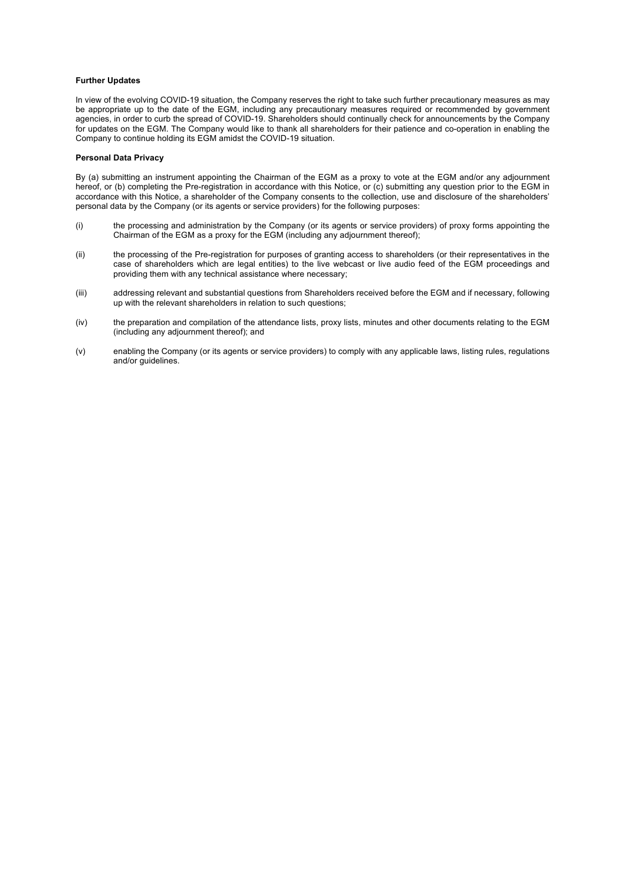**Further Updates**

In view of the evolving COVID-19 situation, the Company reserves the right to take such further precautionary measures as may be appropriate up to the date of the EGM, including any precautionary measures required or recommended by government agencies, in order to curb the spread of COVID-19. Shareholders should continually check for announcements by the Company for updates on the EGM. The Company would like to thank all shareholders for their patience and co-operation in enabling the Company to continue holding its EGM amidst the COVID-19 situation.

**Personal Data Privacy**

By (a) submitting an instrument appointing the Chairman of the EGM as a proxy to vote at the EGM and/or any adjournment hereof, or (b) completing the Pre-registration in accordance with this Notice, or (c) submitting any question prior to the EGM in accordance with this Notice, a shareholder of the Company consents to the collection, use and disclosure of the shareholders' personal data by the Company (or its agents or service providers) for the following purposes:

(i) the processing and administration by the Company (or its agents or service providers) of proxy forms appointing the Chairman of the EGM as a proxy for the EGM (including any adjournment thereof);

(ii) the processing of the Pre-registration for purposes of granting access to shareholders (or their representatives in the case of shareholders which are legal entities) to the live webcast or live audio feed of the EGM proceedings and providing them with any technical assistance where necessary;

(iii) addressing relevant and substantial questions from Shareholders received before the EGM and if necessary, following up with the relevant shareholders in relation to such questions;

(iv) the preparation and compilation of the attendance lists, proxy lists, minutes and other documents relating to the EGM (including any adjournment thereof); and

(v) enabling the Company (or its agents or service providers) to comply with any applicable laws, listing rules, regulations and/or guidelines.